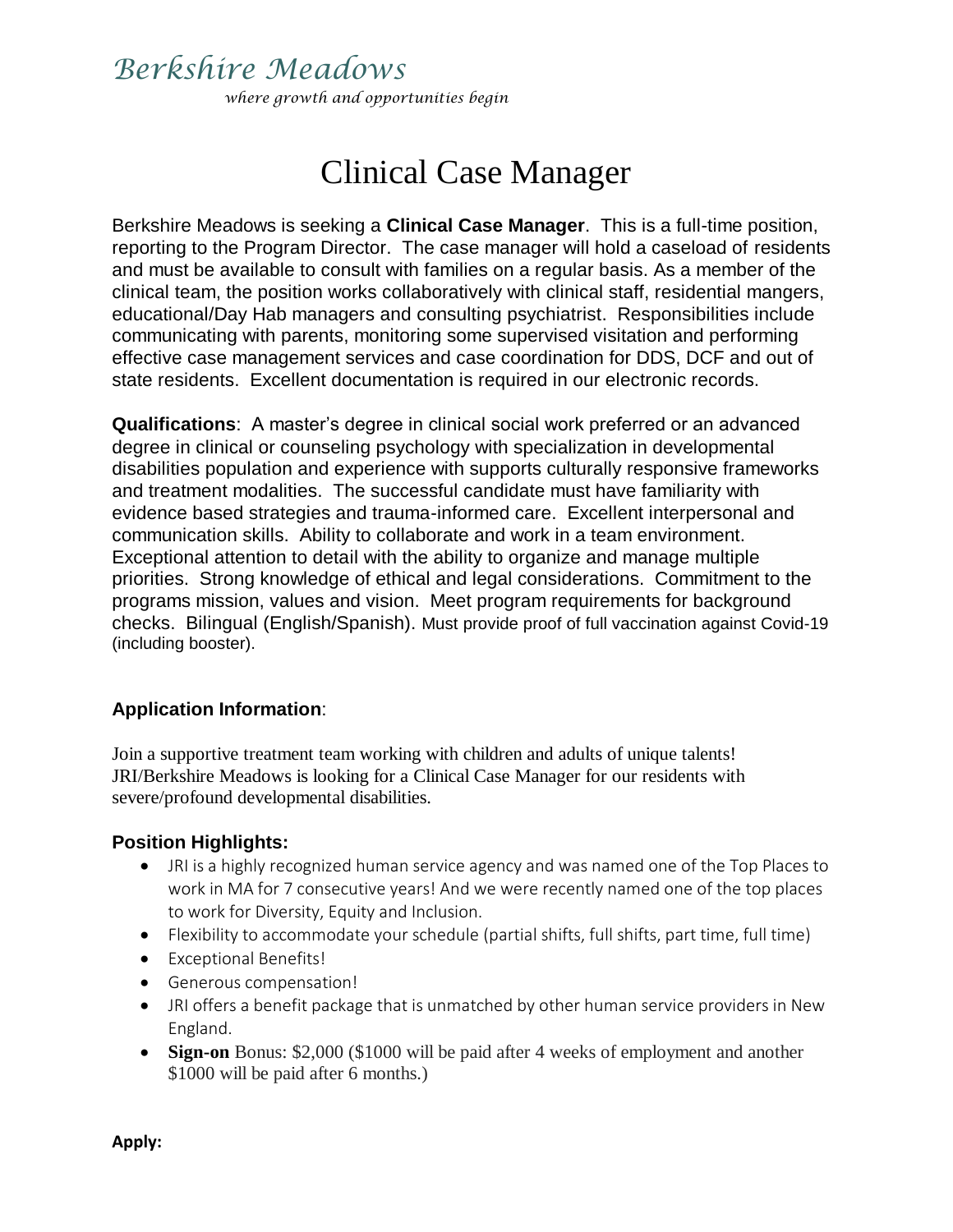*Berkshire Meadows*

*where growth and opportunities begin*

# Clinical Case Manager

Berkshire Meadows is seeking a **Clinical Case Manager**. This is a full-time position, reporting to the Program Director. The case manager will hold a caseload of residents and must be available to consult with families on a regular basis. As a member of the clinical team, the position works collaboratively with clinical staff, residential mangers, educational/Day Hab managers and consulting psychiatrist. Responsibilities include communicating with parents, monitoring some supervised visitation and performing effective case management services and case coordination for DDS, DCF and out of state residents. Excellent documentation is required in our electronic records.

**Qualifications**: A master's degree in clinical social work preferred or an advanced degree in clinical or counseling psychology with specialization in developmental disabilities population and experience with supports culturally responsive frameworks and treatment modalities. The successful candidate must have familiarity with evidence based strategies and trauma-informed care. Excellent interpersonal and communication skills. Ability to collaborate and work in a team environment. Exceptional attention to detail with the ability to organize and manage multiple priorities. Strong knowledge of ethical and legal considerations. Commitment to the programs mission, values and vision. Meet program requirements for background checks. Bilingual (English/Spanish). Must provide proof of full vaccination against Covid-19 (including booster).

**Application Information**:

Join a supportive treatment team working with children and adults of unique talents! JRI/Berkshire Meadows is looking for a Clinical Case Manager for our residents with severe/profound developmental disabilities.

**Position Highlights:**

- JRI is a highly recognized human service agency and was named one of the Top Places to work in MA for 7 consecutive years! And we were recently named one of the top places to work for Diversity, Equity and Inclusion.
- Flexibility to accommodate your schedule (partial shifts, full shifts, part time, full time)
- Exceptional Benefits!
- Generous compensation!
- JRI offers a benefit package that is unmatched by other human service providers in New England.
- **Sign-on** Bonus: $2,000 ($1000 will be paid after 4 weeks of employment and another $1000 will be paid after 6 months.)

**Apply:**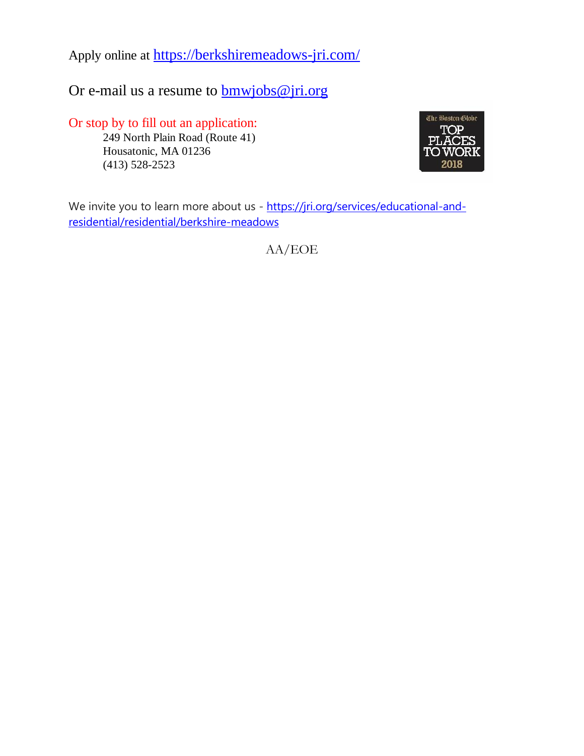Apply online at https://berkshiremeadows-jri.com/

Or e-mail us a resume to bmwjobs@jri.org

Or stop by to fill out an application:

249 North Plain Road (Route 41)
Housatonic, MA 01236
(413) 528-2523

The Boston Globe TOP PLACES TO WORK 2018

We invite you to learn more about us - https://jri.org/services/educational-and-residential/residential/berkshire-meadows

AA/EOE